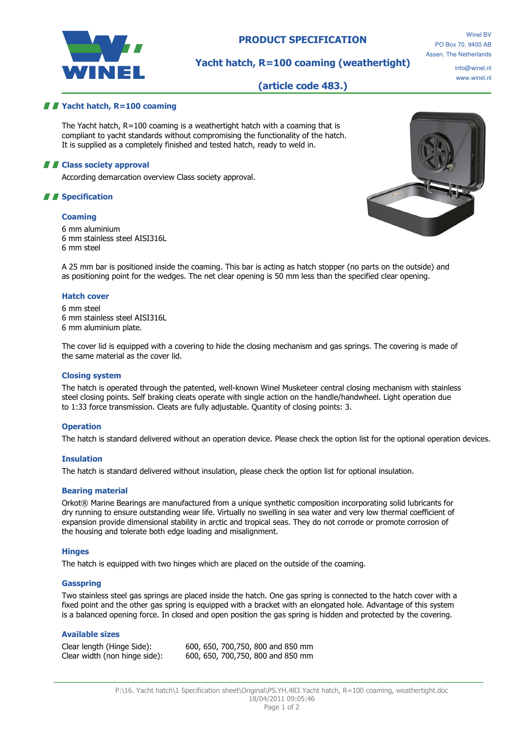# PRODUCT SPECIFICATION

## Yacht hatch, R=100 coaming (weathertight)

## (article code 483.)

Winel BV
PO Box 70, 9400 AB
Assen, The Netherlands

info@winel.nl
www.winel.nl

## Yacht hatch, R=100 coaming

The Yacht hatch, R=100 coaming is a weathertight hatch with a coaming that is compliant to yacht standards without compromising the functionality of the hatch. It is supplied as a completely finished and tested hatch, ready to weld in.

## Class society approval

According demarcation overview Class society approval.

## Specification

### Coaming

6 mm aluminium
6 mm stainless steel AISI316L
6 mm steel

A 25 mm bar is positioned inside the coaming. This bar is acting as hatch stopper (no parts on the outside) and as positioning point for the wedges. The net clear opening is 50 mm less than the specified clear opening.

### Hatch cover

6 mm steel
6 mm stainless steel AISI316L
6 mm aluminium plate.

The cover lid is equipped with a covering to hide the closing mechanism and gas springs. The covering is made of the same material as the cover lid.

### Closing system

The hatch is operated through the patented, well-known Winel Musketeer central closing mechanism with stainless steel closing points. Self braking cleats operate with single action on the handle/handwheel. Light operation due to 1:33 force transmission. Cleats are fully adjustable. Quantity of closing points: 3.

### Operation

The hatch is standard delivered without an operation device. Please check the option list for the optional operation devices.

### Insulation

The hatch is standard delivered without insulation, please check the option list for optional insulation.

### Bearing material

Orkot® Marine Bearings are manufactured from a unique synthetic composition incorporating solid lubricants for dry running to ensure outstanding wear life. Virtually no swelling in sea water and very low thermal coefficient of expansion provide dimensional stability in arctic and tropical seas. They do not corrode or promote corrosion of the housing and tolerate both edge loading and misalignment.

### Hinges

The hatch is equipped with two hinges which are placed on the outside of the coaming.

### Gasspring

Two stainless steel gas springs are placed inside the hatch. One gas spring is connected to the hatch cover with a fixed point and the other gas spring is equipped with a bracket with an elongated hole. Advantage of this system is a balanced opening force. In closed and open position the gas spring is hidden and protected by the covering.

### Available sizes

| | |
|---|---|
| Clear length (Hinge Side): | 600, 650, 700,750, 800 and 850 mm |
| Clear width (non hinge side): | 600, 650, 700,750, 800 and 850 mm |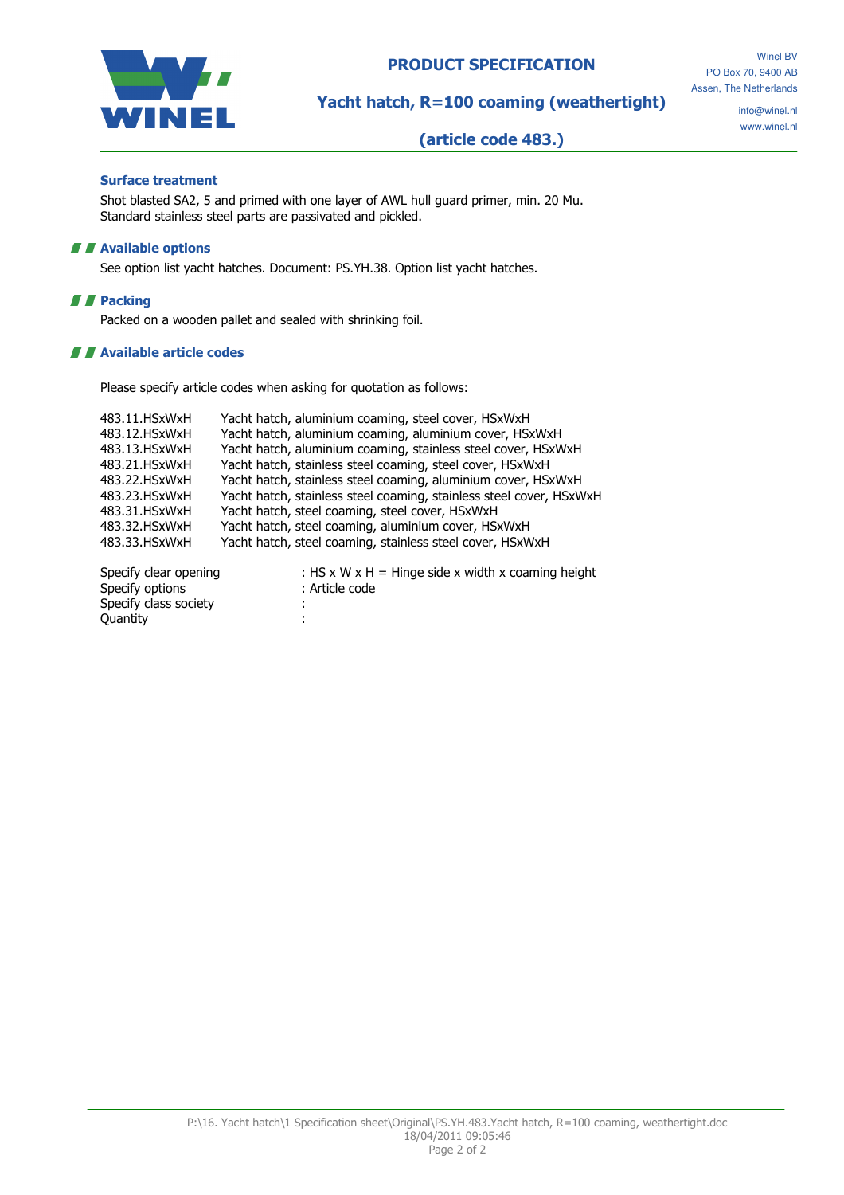## Surface treatment

Shot blasted SA2, 5 and primed with one layer of AWL hull guard primer, min. 20 Mu.
Standard stainless steel parts are passivated and pickled.

## Available options

See option list yacht hatches. Document: PS.YH.38. Option list yacht hatches.

## Packing

Packed on a wooden pallet and sealed with shrinking foil.

## Available article codes

Please specify article codes when asking for quotation as follows:

| | |
|---|---|
| 483.11.HSxWxH | Yacht hatch, aluminium coaming, steel cover, HSxWxH |
| 483.12.HSxWxH | Yacht hatch, aluminium coaming, aluminium cover, HSxWxH |
| 483.13.HSxWxH | Yacht hatch, aluminium coaming, stainless steel cover, HSxWxH |
| 483.21.HSxWxH | Yacht hatch, stainless steel coaming, steel cover, HSxWxH |
| 483.22.HSxWxH | Yacht hatch, stainless steel coaming, aluminium cover, HSxWxH |
| 483.23.HSxWxH | Yacht hatch, stainless steel coaming, stainless steel cover, HSxWxH |
| 483.31.HSxWxH | Yacht hatch, steel coaming, steel cover, HSxWxH |
| 483.32.HSxWxH | Yacht hatch, steel coaming, aluminium cover, HSxWxH |
| 483.33.HSxWxH | Yacht hatch, steel coaming, stainless steel cover, HSxWxH |

| | |
|---|---|
| Specify clear opening | : HS x W x H = Hinge side x width x coaming height |
| Specify options | : Article code |
| Specify class society | : |
| Quantity | : |